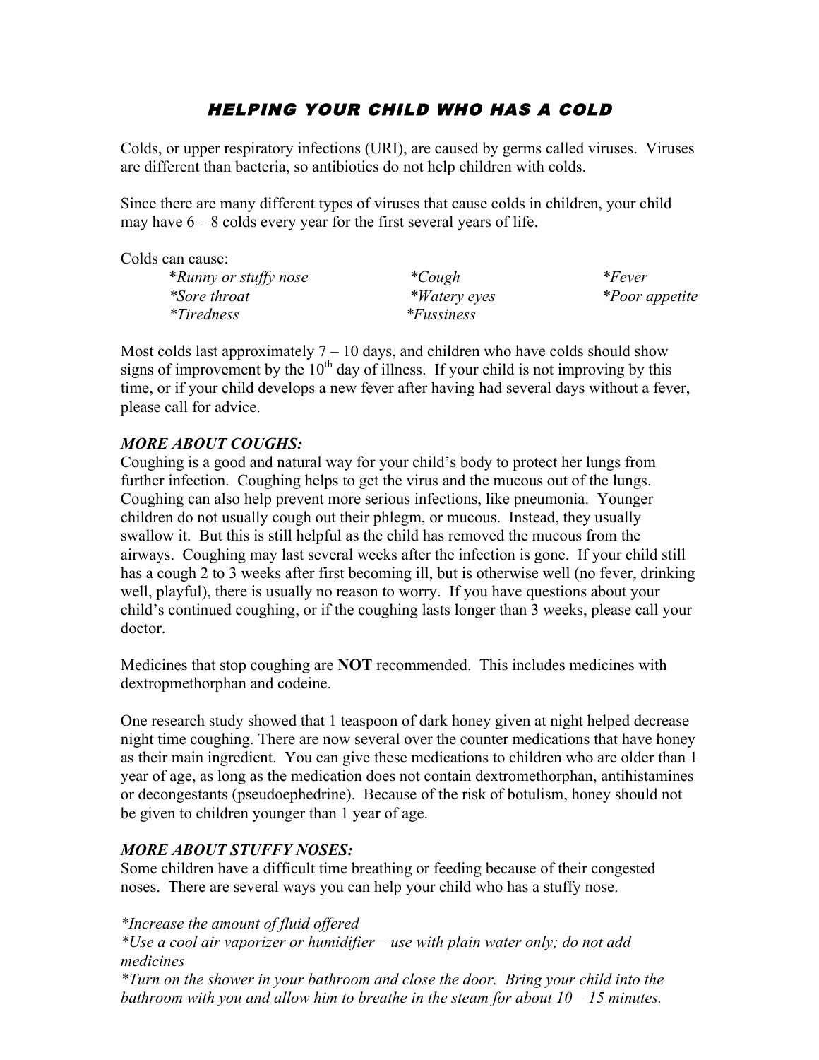# *HELPING YOUR CHILD WHO HAS A COLD*

Colds, or upper respiratory infections (URI), are caused by germs called viruses. Viruses are different than bacteria, so antibiotics do not help children with colds.

Since there are many different types of viruses that cause colds in children, your child may have 6 – 8 colds every year for the first several years of life.

Colds can cause:

*\*Runny or stuffy nose*
*\*Sore throat*
*\*Tiredness*
*\*Cough*
*\*Watery eyes*
*\*Fussiness*
*\*Fever*
*\*Poor appetite*

Most colds last approximately 7 – 10 days, and children who have colds should show signs of improvement by the 10th day of illness. If your child is not improving by this time, or if your child develops a new fever after having had several days without a fever, please call for advice.

***MORE ABOUT COUGHS:***

Coughing is a good and natural way for your child's body to protect her lungs from further infection. Coughing helps to get the virus and the mucous out of the lungs. Coughing can also help prevent more serious infections, like pneumonia. Younger children do not usually cough out their phlegm, or mucous. Instead, they usually swallow it. But this is still helpful as the child has removed the mucous from the airways. Coughing may last several weeks after the infection is gone. If your child still has a cough 2 to 3 weeks after first becoming ill, but is otherwise well (no fever, drinking well, playful), there is usually no reason to worry. If you have questions about your child's continued coughing, or if the coughing lasts longer than 3 weeks, please call your doctor.

Medicines that stop coughing are **NOT** recommended. This includes medicines with dextropmethorphan and codeine.

One research study showed that 1 teaspoon of dark honey given at night helped decrease night time coughing. There are now several over the counter medications that have honey as their main ingredient. You can give these medications to children who are older than 1 year of age, as long as the medication does not contain dextromethorphan, antihistamines or decongestants (pseudoephedrine). Because of the risk of botulism, honey should not be given to children younger than 1 year of age.

***MORE ABOUT STUFFY NOSES:***

Some children have a difficult time breathing or feeding because of their congested noses. There are several ways you can help your child who has a stuffy nose.

*\*Increase the amount of fluid offered*
*\*Use a cool air vaporizer or humidifier – use with plain water only; do not add medicines*
*\*Turn on the shower in your bathroom and close the door. Bring your child into the bathroom with you and allow him to breathe in the steam for about 10 – 15 minutes.*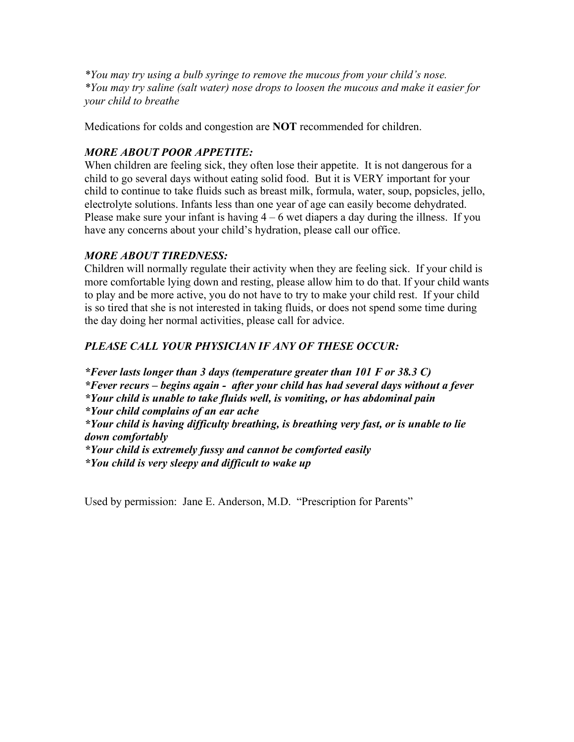*\*You may try using a bulb syringe to remove the mucous from your child's nose.*
*\*You may try saline (salt water) nose drops to loosen the mucous and make it easier for your child to breathe*

Medications for colds and congestion are **NOT** recommended for children.

***MORE ABOUT POOR APPETITE:***

When children are feeling sick, they often lose their appetite. It is not dangerous for a child to go several days without eating solid food. But it is VERY important for your child to continue to take fluids such as breast milk, formula, water, soup, popsicles, jello, electrolyte solutions. Infants less than one year of age can easily become dehydrated. Please make sure your infant is having 4 – 6 wet diapers a day during the illness. If you have any concerns about your child's hydration, please call our office.

***MORE ABOUT TIREDNESS:***

Children will normally regulate their activity when they are feeling sick. If your child is more comfortable lying down and resting, please allow him to do that. If your child wants to play and be more active, you do not have to try to make your child rest. If your child is so tired that she is not interested in taking fluids, or does not spend some time during the day doing her normal activities, please call for advice.

***PLEASE CALL YOUR PHYSICIAN IF ANY OF THESE OCCUR:***

***\*Fever lasts longer than 3 days (temperature greater than 101 F or 38.3 C)***
***\*Fever recurs – begins again - after your child has had several days without a fever***
***\*Your child is unable to take fluids well, is vomiting, or has abdominal pain***
***\*Your child complains of an ear ache***
***\*Your child is having difficulty breathing, is breathing very fast, or is unable to lie down comfortably***
***\*Your child is extremely fussy and cannot be comforted easily***
***\*You child is very sleepy and difficult to wake up***

Used by permission: Jane E. Anderson, M.D. "Prescription for Parents"